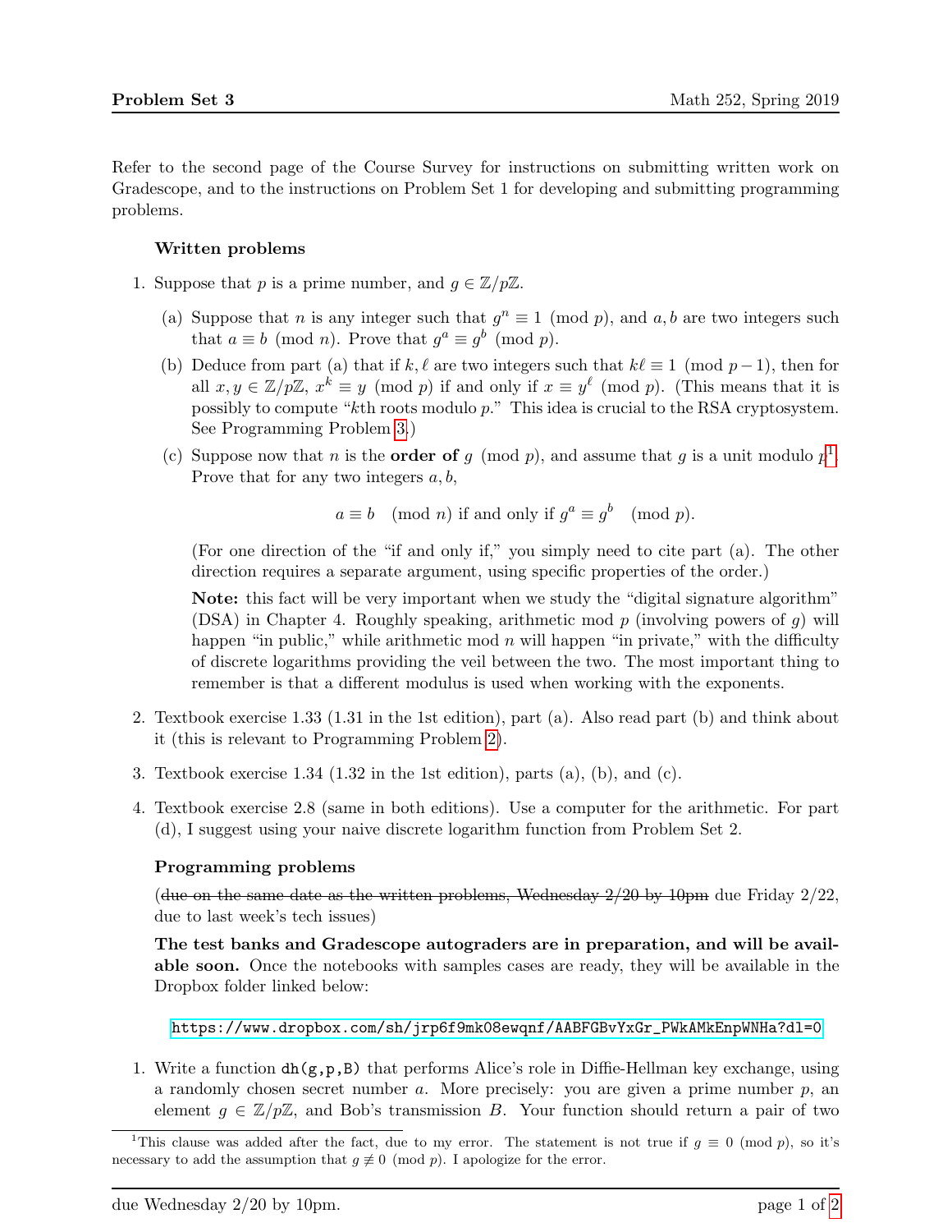Refer to the second page of the Course Survey for instructions on submitting written work on Gradescope, and to the instructions on Problem Set 1 for developing and submitting programming problems.

### Written problems

1. Suppose that $p$ is a prime number, and $g \in \mathbb{Z}/p\mathbb{Z}$.

   (a) Suppose that $n$ is any integer such that $g^n \equiv 1 \pmod{p}$, and $a, b$ are two integers such that $a \equiv b \pmod{n}$. Prove that $g^a \equiv g^b \pmod{p}$.

   (b) Deduce from part (a) that if $k, \ell$ are two integers such that $k\ell \equiv 1 \pmod{p-1}$, then for all $x, y \in \mathbb{Z}/p\mathbb{Z}$, $x^k \equiv y \pmod{p}$ if and only if $x \equiv y^\ell \pmod{p}$. (This means that it is possibly to compute "$k$th roots modulo $p$." This idea is crucial to the RSA cryptosystem. See Programming Problem 3.)

   (c) Suppose now that $n$ is the **order of** $g \pmod{p}$, and assume that $g$ is a unit modulo $p$[1]. Prove that for any two integers $a, b$,

   $$a \equiv b \pmod{n} \text{ if and only if } g^a \equiv g^b \pmod{p}.$$

   (For one direction of the "if and only if," you simply need to cite part (a). The other direction requires a separate argument, using specific properties of the order.)

   **Note:** this fact will be very important when we study the "digital signature algorithm" (DSA) in Chapter 4. Roughly speaking, arithmetic mod $p$ (involving powers of $g$) will happen "in public," while arithmetic mod $n$ will happen "in private," with the difficulty of discrete logarithms providing the veil between the two. The most important thing to remember is that a different modulus is used when working with the exponents.

2. Textbook exercise 1.33 (1.31 in the 1st edition), part (a). Also read part (b) and think about it (this is relevant to Programming Problem 2).

3. Textbook exercise 1.34 (1.32 in the 1st edition), parts (a), (b), and (c).

4. Textbook exercise 2.8 (same in both editions). Use a computer for the arithmetic. For part (d), I suggest using your naive discrete logarithm function from Problem Set 2.

### Programming problems

(~~due on the same date as the written problems, Wednesday 2/20 by 10pm~~ due Friday 2/22, due to last week's tech issues)

**The test banks and Gradescope autograders are in preparation, and will be available soon.** Once the notebooks with samples cases are ready, they will be available in the Dropbox folder linked below:

https://www.dropbox.com/sh/jrp6f9mk08ewqnf/AABFGBvYxGr_PWkAMkEnpWNHa?dl=0

1. Write a function `dh(g,p,B)` that performs Alice's role in Diffie-Hellman key exchange, using a randomly chosen secret number $a$. More precisely: you are given a prime number $p$, an element $g \in \mathbb{Z}/p\mathbb{Z}$, and Bob's transmission $B$. Your function should return a pair of two

---

[1] This clause was added after the fact, due to my error. The statement is not true if $g \equiv 0 \pmod{p}$, so it's necessary to add the assumption that $g \not\equiv 0 \pmod{p}$. I apologize for the error.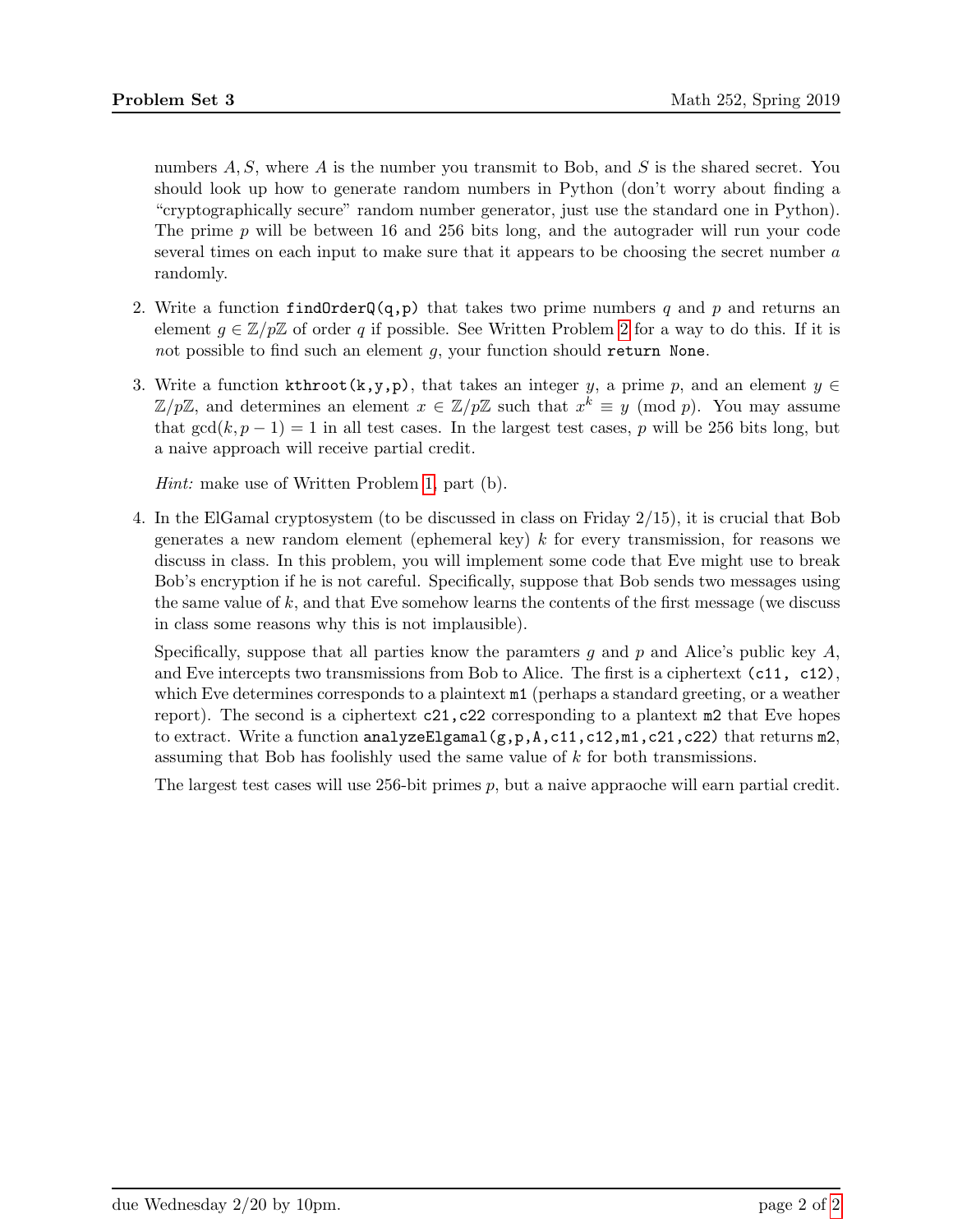numbers $A, S$, where $A$ is the number you transmit to Bob, and $S$ is the shared secret. You should look up how to generate random numbers in Python (don't worry about finding a "cryptographically secure" random number generator, just use the standard one in Python). The prime $p$ will be between 16 and 256 bits long, and the autograder will run your code several times on each input to make sure that it appears to be choosing the secret number $a$ randomly.

2. Write a function `findOrderQ(q,p)` that takes two prime numbers $q$ and $p$ and returns an element $g \in \mathbb{Z}/p\mathbb{Z}$ of order $q$ if possible. See Written Problem 2 for a way to do this. If it is *n*ot possible to find such an element $g$, your function should `return None`.

3. Write a function `kthroot(k,y,p)`, that takes an integer $y$, a prime $p$, and an element $y \in \mathbb{Z}/p\mathbb{Z}$, and determines an element $x \in \mathbb{Z}/p\mathbb{Z}$ such that $x^k \equiv y \pmod{p}$. You may assume that $\gcd(k, p-1) = 1$ in all test cases. In the largest test cases, $p$ will be 256 bits long, but a naive approach will receive partial credit.

   *Hint:* make use of Written Problem 1, part (b).

4. In the ElGamal cryptosystem (to be discussed in class on Friday 2/15), it is crucial that Bob generates a new random element (ephemeral key) $k$ for every transmission, for reasons we discuss in class. In this problem, you will implement some code that Eve might use to break Bob's encryption if he is not careful. Specifically, suppose that Bob sends two messages using the same value of $k$, and that Eve somehow learns the contents of the first message (we discuss in class some reasons why this is not implausible).

   Specifically, suppose that all parties know the paramters $g$ and $p$ and Alice's public key $A$, and Eve intercepts two transmissions from Bob to Alice. The first is a ciphertext `(c11, c12)`, which Eve determines corresponds to a plaintext `m1` (perhaps a standard greeting, or a weather report). The second is a ciphertext `c21,c22` corresponding to a plantext `m2` that Eve hopes to extract. Write a function `analyzeElgamal(g,p,A,c11,c12,m1,c21,c22)` that returns `m2`, assuming that Bob has foolishly used the same value of $k$ for both transmissions.

   The largest test cases will use 256-bit primes $p$, but a naive appraoche will earn partial credit.